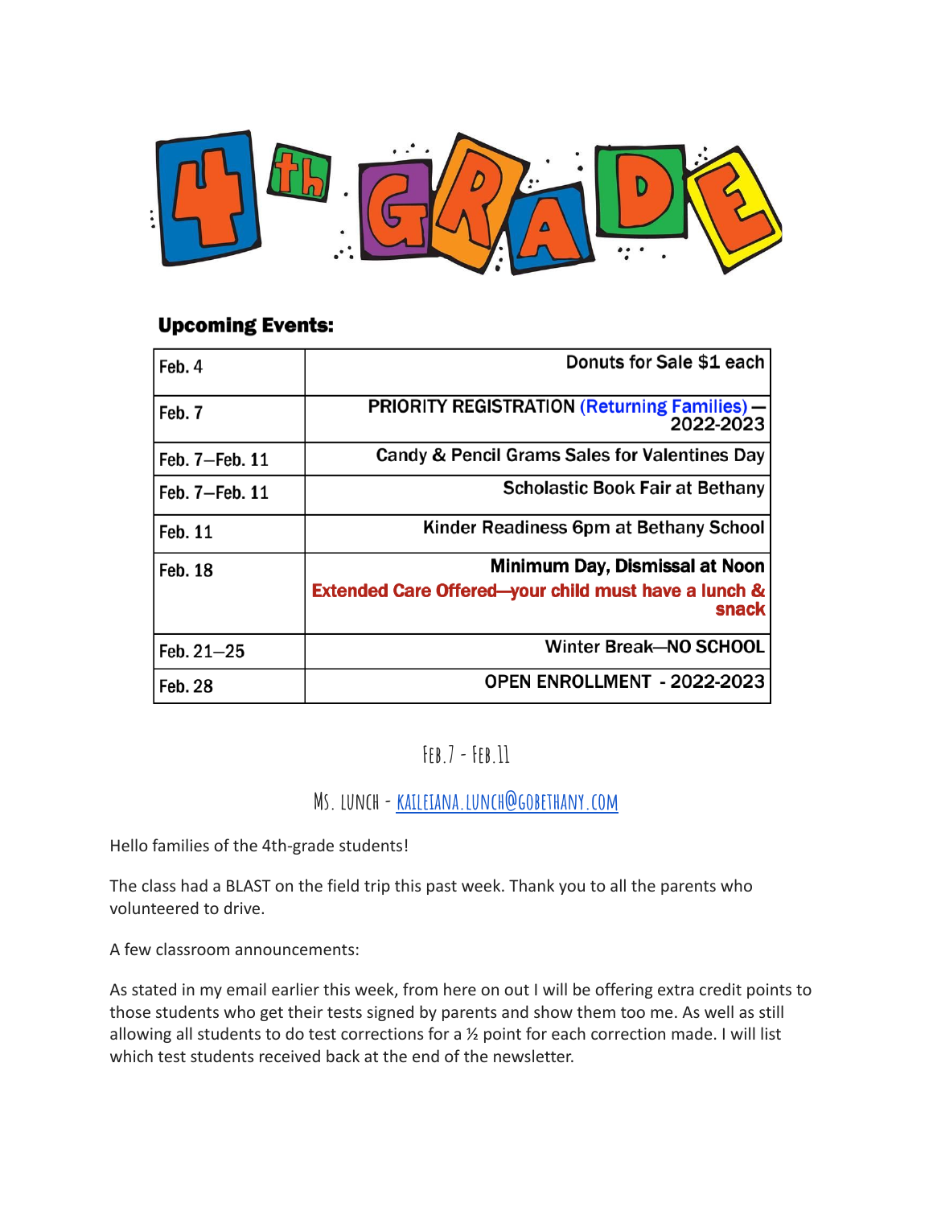# 4th GRADE

**Upcoming Events:**

| Date | Event |
| --- | --- |
| Feb. 4 | Donuts for Sale $1 each |
| Feb. 7 | PRIORITY REGISTRATION (Returning Families) — 2022-2023 |
| Feb. 7—Feb. 11 | Candy & Pencil Grams Sales for Valentines Day |
| Feb. 7—Feb. 11 | Scholastic Book Fair at Bethany |
| Feb. 11 | Kinder Readiness 6pm at Bethany School |
| Feb. 18 | **Minimum Day, Dismissal at Noon** **Extended Care Offered—your child must have a lunch & snack** |
| Feb. 21—25 | Winter Break—NO SCHOOL |
| Feb. 28 | OPEN ENROLLMENT - 2022-2023 |

## Feb.7 - Feb.11

### Ms. Lunch - kaileiana.lunch@gobethany.com

Hello families of the 4th-grade students!

The class had a BLAST on the field trip this past week. Thank you to all the parents who volunteered to drive.

A few classroom announcements:

As stated in my email earlier this week, from here on out I will be offering extra credit points to those students who get their tests signed by parents and show them too me. As well as still allowing all students to do test corrections for a ½ point for each correction made. I will list which test students received back at the end of the newsletter.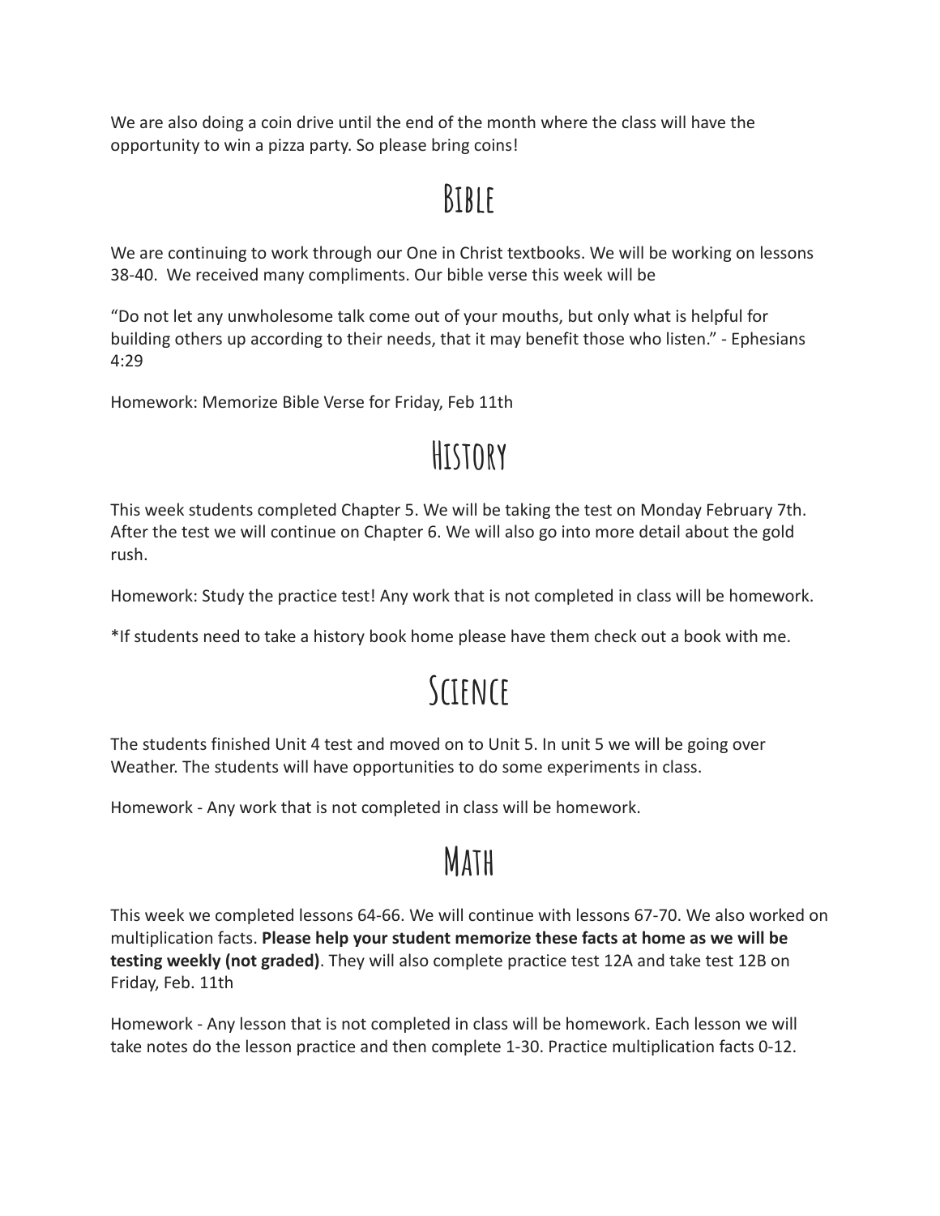We are also doing a coin drive until the end of the month where the class will have the opportunity to win a pizza party. So please bring coins!

# Bible

We are continuing to work through our One in Christ textbooks. We will be working on lessons 38-40. We received many compliments. Our bible verse this week will be

“Do not let any unwholesome talk come out of your mouths, but only what is helpful for building others up according to their needs, that it may benefit those who listen.” - Ephesians 4:29

Homework: Memorize Bible Verse for Friday, Feb 11th

# History

This week students completed Chapter 5. We will be taking the test on Monday February 7th. After the test we will continue on Chapter 6. We will also go into more detail about the gold rush.

Homework: Study the practice test! Any work that is not completed in class will be homework.

*If students need to take a history book home please have them check out a book with me.

# Science

The students finished Unit 4 test and moved on to Unit 5. In unit 5 we will be going over Weather. The students will have opportunities to do some experiments in class.

Homework - Any work that is not completed in class will be homework.

# Math

This week we completed lessons 64-66. We will continue with lessons 67-70. We also worked on multiplication facts. **Please help your student memorize these facts at home as we will be testing weekly (not graded)**. They will also complete practice test 12A and take test 12B on Friday, Feb. 11th

Homework - Any lesson that is not completed in class will be homework. Each lesson we will take notes do the lesson practice and then complete 1-30. Practice multiplication facts 0-12.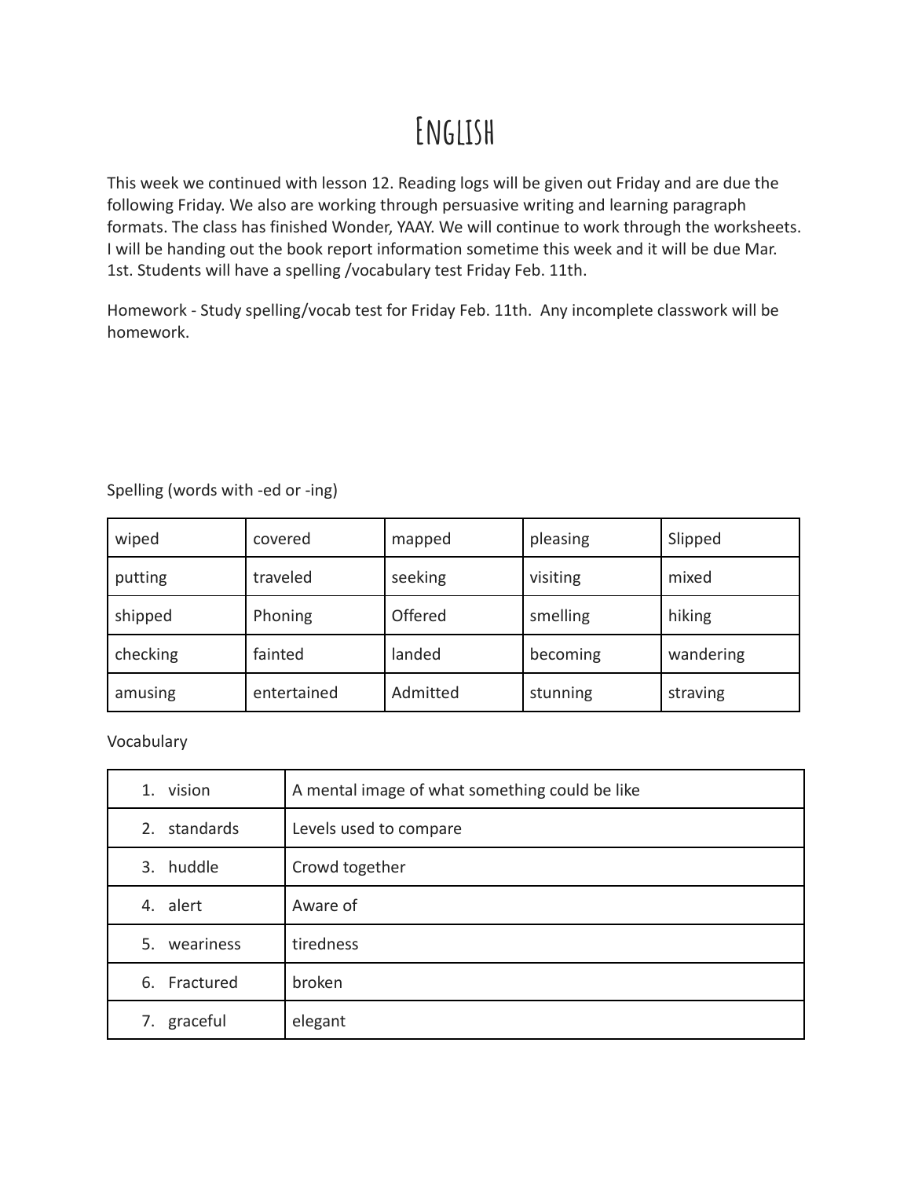# English

This week we continued with lesson 12. Reading logs will be given out Friday and are due the following Friday. We also are working through persuasive writing and learning paragraph formats. The class has finished Wonder, YAAY. We will continue to work through the worksheets. I will be handing out the book report information sometime this week and it will be due Mar. 1st. Students will have a spelling /vocabulary test Friday Feb. 11th.

Homework - Study spelling/vocab test for Friday Feb. 11th. Any incomplete classwork will be homework.

Spelling (words with -ed or -ing)

| | | | | |
|---|---|---|---|---|
| wiped | covered | mapped | pleasing | Slipped |
| putting | traveled | seeking | visiting | mixed |
| shipped | Phoning | Offered | smelling | hiking |
| checking | fainted | landed | becoming | wandering |
| amusing | entertained | Admitted | stunning | straving |

Vocabulary

| | |
|---|---|
| 1. vision | A mental image of what something could be like |
| 2. standards | Levels used to compare |
| 3. huddle | Crowd together |
| 4. alert | Aware of |
| 5. weariness | tiredness |
| 6. Fractured | broken |
| 7. graceful | elegant |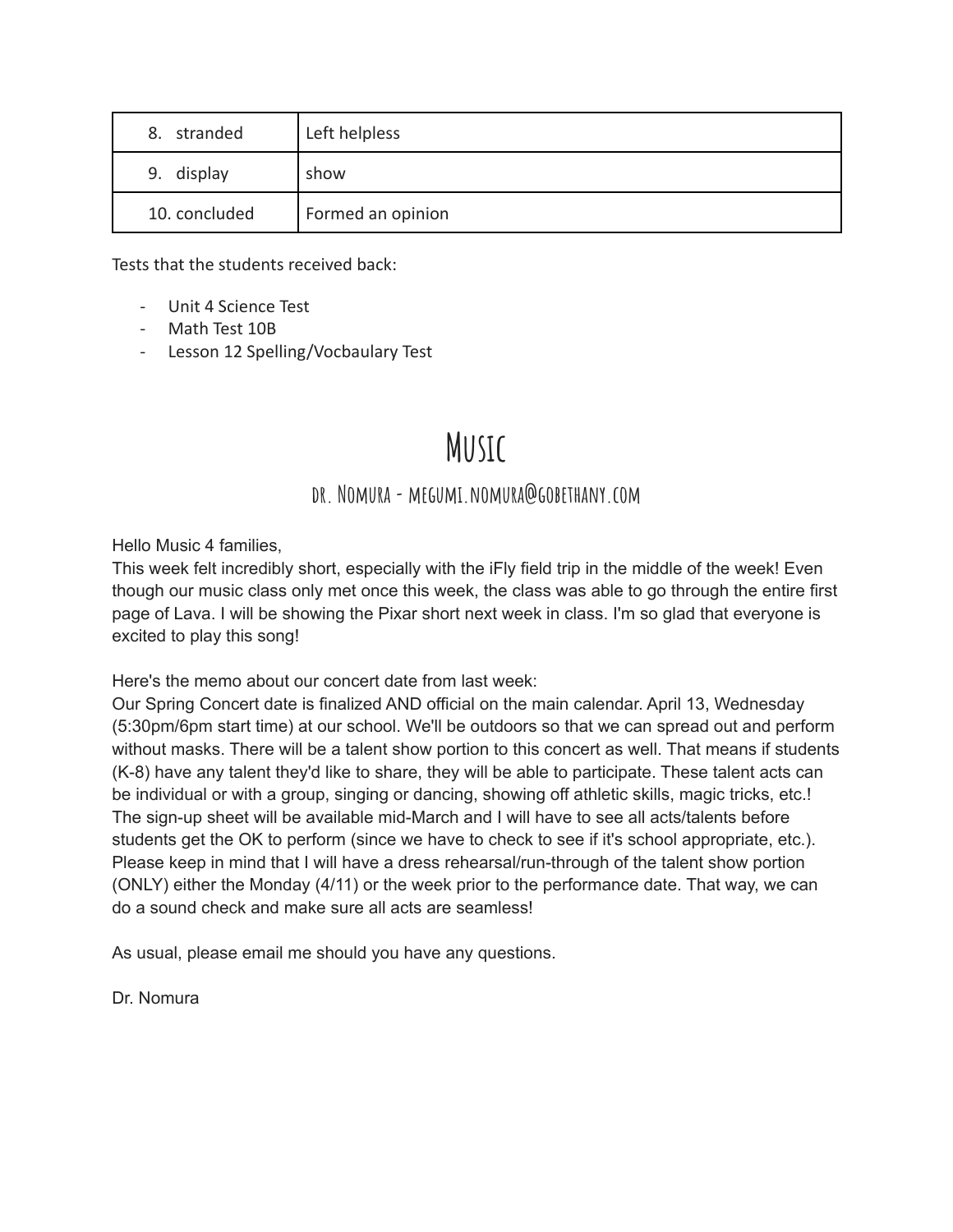| | |
|---|---|
| 8. stranded | Left helpless |
| 9. display | show |
| 10. concluded | Formed an opinion |

Tests that the students received back:

- Unit 4 Science Test
- Math Test 10B
- Lesson 12 Spelling/Vocbaulary Test

# Music

### dr. Nomura - megumi.nomura@gobethany.com

Hello Music 4 families,
This week felt incredibly short, especially with the iFly field trip in the middle of the week! Even though our music class only met once this week, the class was able to go through the entire first page of Lava. I will be showing the Pixar short next week in class. I'm so glad that everyone is excited to play this song!

Here's the memo about our concert date from last week:
Our Spring Concert date is finalized AND official on the main calendar. April 13, Wednesday (5:30pm/6pm start time) at our school. We'll be outdoors so that we can spread out and perform without masks. There will be a talent show portion to this concert as well. That means if students (K-8) have any talent they'd like to share, they will be able to participate. These talent acts can be individual or with a group, singing or dancing, showing off athletic skills, magic tricks, etc.! The sign-up sheet will be available mid-March and I will have to see all acts/talents before students get the OK to perform (since we have to check to see if it's school appropriate, etc.). Please keep in mind that I will have a dress rehearsal/run-through of the talent show portion (ONLY) either the Monday (4/11) or the week prior to the performance date. That way, we can do a sound check and make sure all acts are seamless!

As usual, please email me should you have any questions.

Dr. Nomura